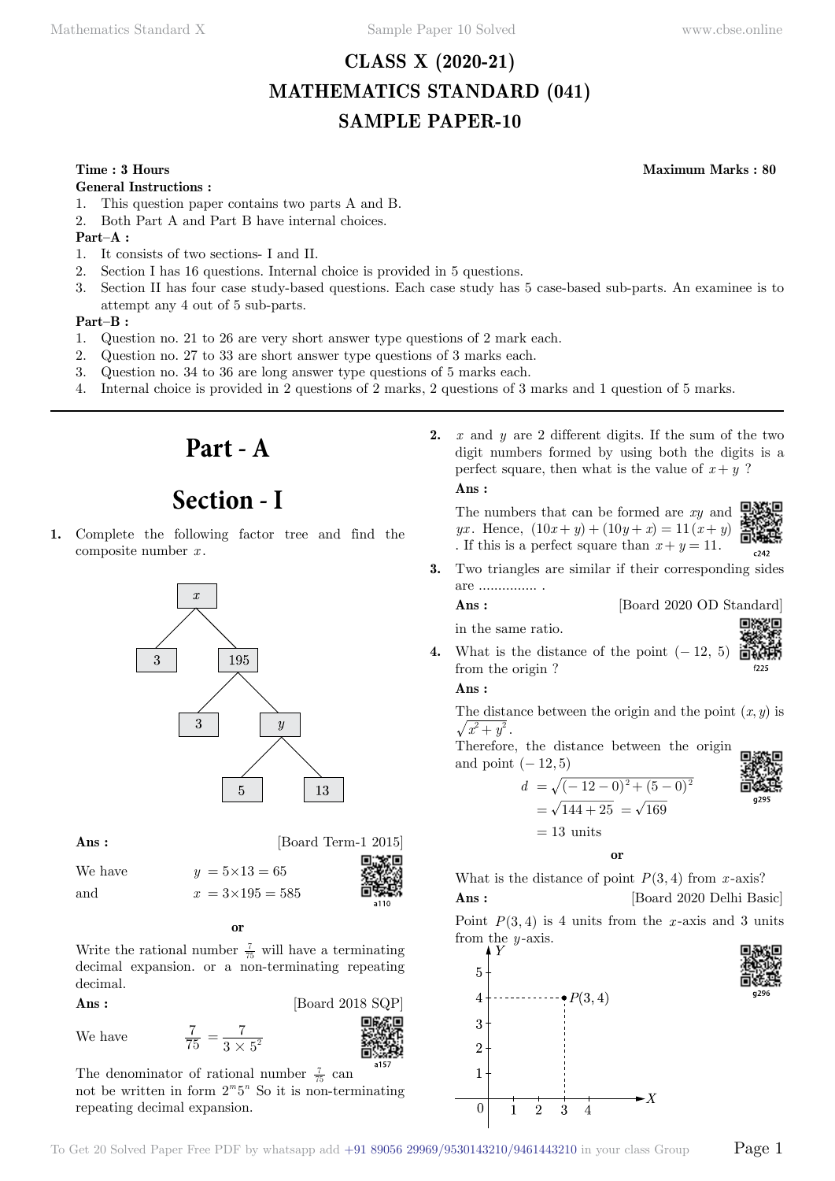# CLASS X (2020-21)
# MATHEMATICS STANDARD (041)
# SAMPLE PAPER-10

**Time : 3 Hours** **Maximum Marks : 80**

**General Instructions :**

1. This question paper contains two parts A and B.
2. Both Part A and Part B have internal choices.

**Part–A :**

1. It consists of two sections- I and II.
2. Section I has 16 questions. Internal choice is provided in 5 questions.
3. Section II has four case study-based questions. Each case study has 5 case-based sub-parts. An examinee is to attempt any 4 out of 5 sub-parts.

**Part–B :**

1. Question no. 21 to 26 are very short answer type questions of 2 mark each.
2. Question no. 27 to 33 are short answer type questions of 3 marks each.
3. Question no. 34 to 36 are long answer type questions of 5 marks each.
4. Internal choice is provided in 2 questions of 2 marks, 2 questions of 3 marks and 1 question of 5 marks.

---

# Part - A

## Section - I

**1.** Complete the following factor tree and find the composite number $x$.

Factor tree: $x$ → 3, 195; 195 → 3, $y$; $y$ → 5, 13

**Ans :** [Board Term-1 2015]

We have $y = 5 \times 13 = 65$

and $x = 3 \times 195 = 585$

**or**

Write the rational number $\frac{7}{75}$ will have a terminating decimal expansion. or a non-terminating repeating decimal.

**Ans :** [Board 2018 SQP]

We have $\frac{7}{75} = \frac{7}{3 \times 5^2}$

The denominator of rational number $\frac{7}{75}$ can not be written in form $2^m 5^n$ So it is non-terminating repeating decimal expansion.

**2.** $x$ and $y$ are 2 different digits. If the sum of the two digit numbers formed by using both the digits is a perfect square, then what is the value of $x + y$ ?

**Ans :**

The numbers that can be formed are $xy$ and $yx$. Hence, $(10x + y) + (10y + x) = 11(x + y)$. If this is a perfect square than $x + y = 11$.

**3.** Two triangles are similar if their corresponding sides are ............... .

**Ans :** [Board 2020 OD Standard]

in the same ratio.

**4.** What is the distance of the point $(-12, 5)$ from the origin ?

**Ans :**

The distance between the origin and the point $(x, y)$ is $\sqrt{x^2 + y^2}$.

Therefore, the distance between the origin and point $(-12, 5)$

$$d = \sqrt{(-12-0)^2 + (5-0)^2}$$
$$= \sqrt{144 + 25} = \sqrt{169}$$
$$= 13 \text{ units}$$

**or**

What is the distance of point $P(3, 4)$ from $x$-axis?

**Ans :** [Board 2020 Delhi Basic]

Point $P(3, 4)$ is 4 units from the $x$-axis and 3 units from the $y$-axis.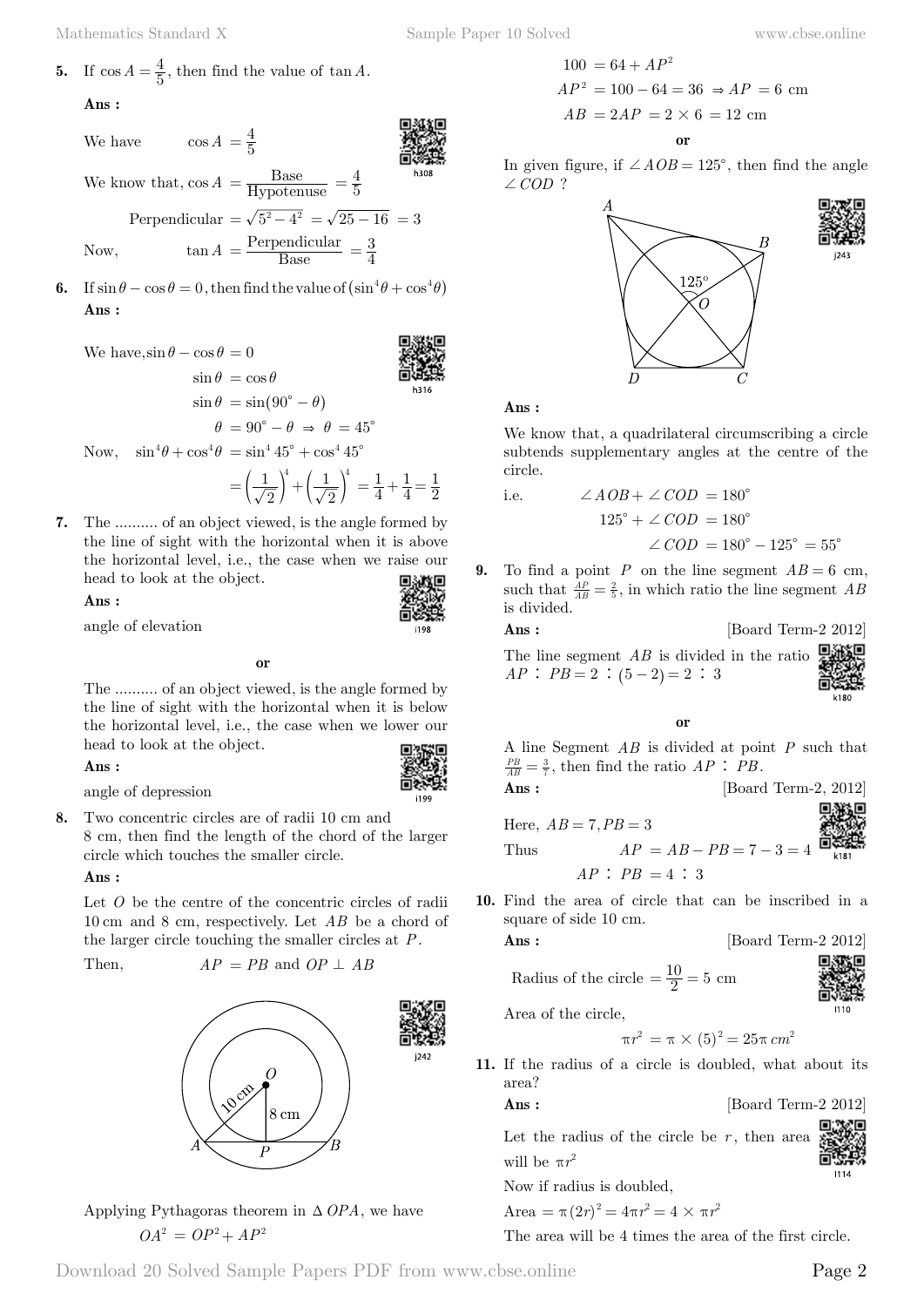**5.** If $\cos A = \frac{4}{5}$, then find the value of $\tan A$.

**Ans :**

We have $\cos A = \frac{4}{5}$

We know that, $\cos A = \frac{\text{Base}}{\text{Hypotenuse}} = \frac{4}{5}$

$$\text{Perpendicular} = \sqrt{5^2 - 4^2} = \sqrt{25 - 16} = 3$$

Now, $\tan A = \frac{\text{Perpendicular}}{\text{Base}} = \frac{3}{4}$

**6.** If $\sin\theta - \cos\theta = 0$, then find the value of $(\sin^4\theta + \cos^4\theta)$

**Ans :**

We have, $\sin\theta - \cos\theta = 0$

$$\sin\theta = \cos\theta$$

$$\sin\theta = \sin(90^\circ - \theta)$$

$$\theta = 90^\circ - \theta \Rightarrow \theta = 45^\circ$$

Now, $\sin^4\theta + \cos^4\theta = \sin^4 45^\circ + \cos^4 45^\circ$

$$= \left(\frac{1}{\sqrt{2}}\right)^4 + \left(\frac{1}{\sqrt{2}}\right)^4 = \frac{1}{4} + \frac{1}{4} = \frac{1}{2}$$

**7.** The .......... of an object viewed, is the angle formed by the line of sight with the horizontal when it is above the horizontal level, i.e., the case when we raise our head to look at the object.

**Ans :**

angle of elevation

**or**

The .......... of an object viewed, is the angle formed by the line of sight with the horizontal when it is below the horizontal level, i.e., the case when we lower our head to look at the object.

**Ans :**

angle of depression

**8.** Two concentric circles are of radii 10 cm and 8 cm, then find the length of the chord of the larger circle which touches the smaller circle.

**Ans :**

Let $O$ be the centre of the concentric circles of radii 10 cm and 8 cm, respectively. Let $AB$ be a chord of the larger circle touching the smaller circles at $P$.

Then, $AP = PB$ and $OP \perp AB$

Applying Pythagoras theorem in $\Delta\, OPA$, we have

$$OA^2 = OP^2 + AP^2$$

$$100 = 64 + AP^2$$

$$AP^2 = 100 - 64 = 36 \Rightarrow AP = 6 \text{ cm}$$

$$AB = 2AP = 2 \times 6 = 12 \text{ cm}$$

**or**

In given figure, if $\angle AOB = 125^\circ$, then find the angle $\angle COD$ ?

**Ans :**

We know that, a quadrilateral circumscribing a circle subtends supplementary angles at the centre of the circle.

i.e. $\angle AOB + \angle COD = 180^\circ$

$$125^\circ + \angle COD = 180^\circ$$

$$\angle COD = 180^\circ - 125^\circ = 55^\circ$$

**9.** To find a point $P$ on the line segment $AB = 6$ cm, such that $\frac{AP}{AB} = \frac{2}{5}$, in which ratio the line segment $AB$ is divided.

**Ans :** [Board Term-2 2012]

The line segment $AB$ is divided in the ratio $AP : PB = 2 : (5-2) = 2 : 3$

**or**

A line Segment $AB$ is divided at point $P$ such that $\frac{PB}{AB} = \frac{3}{7}$, then find the ratio $AP : PB$.

**Ans :** [Board Term-2, 2012]

Here, $AB = 7, PB = 3$

Thus $AP = AB - PB = 7 - 3 = 4$

$$AP : PB = 4 : 3$$

**10.** Find the area of circle that can be inscribed in a square of side 10 cm.

**Ans :** [Board Term-2 2012]

Radius of the circle $= \frac{10}{2} = 5$ cm

Area of the circle,

$$\pi r^2 = \pi \times (5)^2 = 25\pi \, cm^2$$

**11.** If the radius of a circle is doubled, what about its area?

**Ans :** [Board Term-2 2012]

Let the radius of the circle be $r$, then area will be $\pi r^2$

Now if radius is doubled,

Area $= \pi(2r)^2 = 4\pi r^2 = 4 \times \pi r^2$

The area will be 4 times the area of the first circle.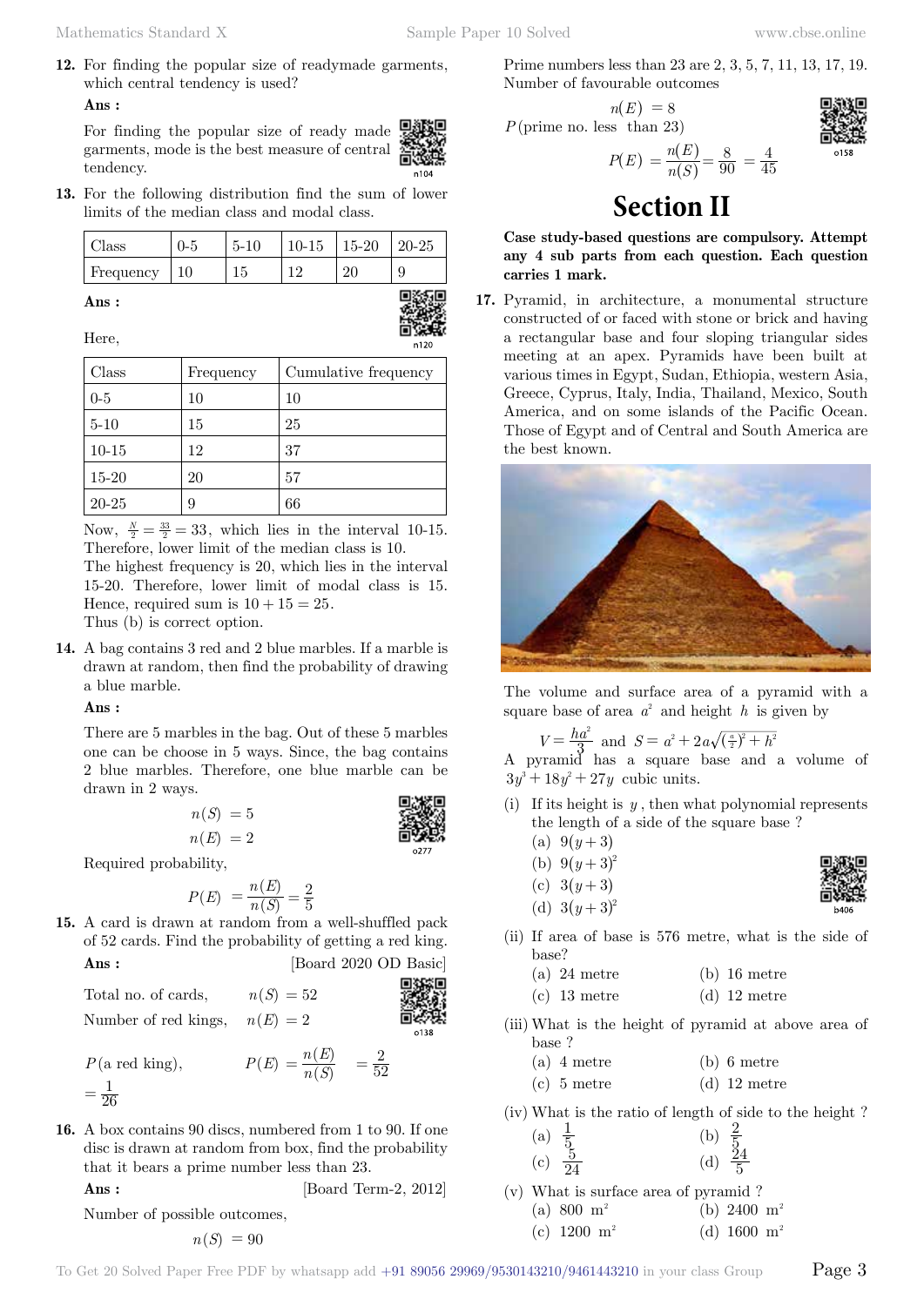**12.** For finding the popular size of readymade garments, which central tendency is used?

**Ans :**

For finding the popular size of ready made garments, mode is the best measure of central tendency.

**13.** For the following distribution find the sum of lower limits of the median class and modal class.

| Class | 0-5 | 5-10 | 10-15 | 15-20 | 20-25 |
|---|---|---|---|---|---|
| Frequency | 10 | 15 | 12 | 20 | 9 |

**Ans :**

Here,

| Class | Frequency | Cumulative frequency |
|---|---|---|
| 0-5 | 10 | 10 |
| 5-10 | 15 | 25 |
| 10-15 | 12 | 37 |
| 15-20 | 20 | 57 |
| 20-25 | 9 | 66 |

Now, $\frac{N}{2} = \frac{33}{2} = 33$, which lies in the interval 10-15. Therefore, lower limit of the median class is 10.

The highest frequency is 20, which lies in the interval 15-20. Therefore, lower limit of modal class is 15.

Hence, required sum is $10 + 15 = 25$.

Thus (b) is correct option.

**14.** A bag contains 3 red and 2 blue marbles. If a marble is drawn at random, then find the probability of drawing a blue marble.

**Ans :**

There are 5 marbles in the bag. Out of these 5 marbles one can be choose in 5 ways. Since, the bag contains 2 blue marbles. Therefore, one blue marble can be drawn in 2 ways.

$$n(S) = 5$$
$$n(E) = 2$$

Required probability,

$$P(E) = \frac{n(E)}{n(S)} = \frac{2}{5}$$

**15.** A card is drawn at random from a well-shuffled pack of 52 cards. Find the probability of getting a red king.

**Ans :** [Board 2020 OD Basic]

Total no. of cards, $n(S) = 52$

Number of red kings, $n(E) = 2$

$P(\text{a red king})$, $P(E) = \frac{n(E)}{n(S)} = \frac{2}{52}$

$= \frac{1}{26}$

**16.** A box contains 90 discs, numbered from 1 to 90. If one disc is drawn at random from box, find the probability that it bears a prime number less than 23.

**Ans :** [Board Term-2, 2012]

Number of possible outcomes,

$$n(S) = 90$$

Prime numbers less than 23 are 2, 3, 5, 7, 11, 13, 17, 19. Number of favourable outcomes

$$n(E) = 8$$

$P(\text{prime no. less than 23})$

$$P(E) = \frac{n(E)}{n(S)} = \frac{8}{90} = \frac{4}{45}$$

# Section II

**Case study-based questions are compulsory. Attempt any 4 sub parts from each question. Each question carries 1 mark.**

**17.** Pyramid, in architecture, a monumental structure constructed of or faced with stone or brick and having a rectangular base and four sloping triangular sides meeting at an apex. Pyramids have been built at various times in Egypt, Sudan, Ethiopia, western Asia, Greece, Cyprus, Italy, India, Thailand, Mexico, South America, and on some islands of the Pacific Ocean. Those of Egypt and of Central and South America are the best known.

The volume and surface area of a pyramid with a square base of area $a^2$ and height $h$ is given by

$$V = \frac{ha^2}{3} \text{ and } S = a^2 + 2a\sqrt{\left(\tfrac{a}{2}\right)^2 + h^2}$$

A pyramid has a square base and a volume of $3y^3 + 18y^2 + 27y$ cubic units.

(i) If its height is $y$, then what polynomial represents the length of a side of the square base ?

(a) $9(y+3)$

(b) $9(y+3)^2$

(c) $3(y+3)$

(d) $3(y+3)^2$

(ii) If area of base is 576 metre, what is the side of base?

(a) 24 metre (b) 16 metre

(c) 13 metre (d) 12 metre

(iii) What is the height of pyramid at above area of base ?

(a) 4 metre (b) 6 metre

(c) 5 metre (d) 12 metre

(iv) What is the ratio of length of side to the height ?

(a) $\frac{1}{5}$ (b) $\frac{2}{5}$

(c) $\frac{5}{24}$ (d) $\frac{24}{5}$

(v) What is surface area of pyramid ?

(a) 800 $\text{m}^2$ (b) 2400 $\text{m}^2$

(c) 1200 $\text{m}^2$ (d) 1600 $\text{m}^2$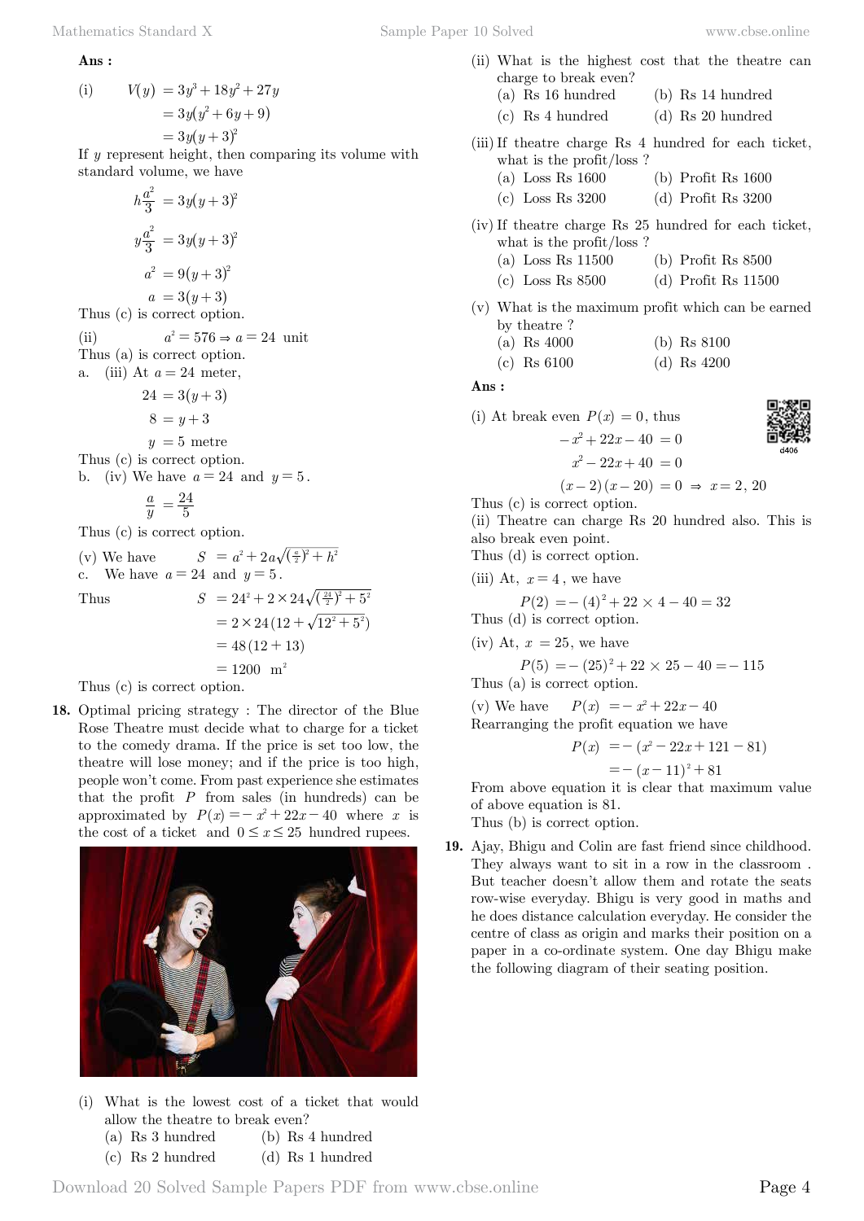**Ans :**

(i) $V(y) = 3y^3 + 18y^2 + 27y$

$= 3y(y^2 + 6y + 9)$

$= 3y(y+3)^2$

If $y$ represent height, then comparing its volume with standard volume, we have

$$h\frac{a^2}{3} = 3y(y+3)^2$$

$$y\frac{a^2}{3} = 3y(y+3)^2$$

$$a^2 = 9(y+3)^2$$

$$a = 3(y+3)$$

Thus (c) is correct option.

(ii) $a^2 = 576 \Rightarrow a = 24$ unit

Thus (a) is correct option.

a. (iii) At $a = 24$ meter,

$$24 = 3(y+3)$$

$$8 = y+3$$

$$y = 5 \text{ metre}$$

Thus (c) is correct option.

b. (iv) We have $a = 24$ and $y = 5$.

$$\frac{a}{y} = \frac{24}{5}$$

Thus (c) is correct option.

(v) We have $S = a^2 + 2a\sqrt{(\frac{a}{2})^2 + h^2}$

c. We have $a = 24$ and $y = 5$.

Thus
$$S = 24^2 + 2\times 24\sqrt{(\tfrac{24}{2})^2 + 5^2}$$

$$= 2\times 24(12 + \sqrt{12^2 + 5^2})$$

$$= 48(12+13)$$

$$= 1200 \text{ m}^2$$

Thus (c) is correct option.

**18.** Optimal pricing strategy : The director of the Blue Rose Theatre must decide what to charge for a ticket to the comedy drama. If the price is set too low, the theatre will lose money; and if the price is too high, people won't come. From past experience she estimates that the profit $P$ from sales (in hundreds) can be approximated by $P(x) = -x^2 + 22x - 40$ where $x$ is the cost of a ticket and $0 \le x \le 25$ hundred rupees.

(i) What is the lowest cost of a ticket that would allow the theatre to break even?
(a) Rs 3 hundred (b) Rs 4 hundred
(c) Rs 2 hundred (d) Rs 1 hundred

(ii) What is the highest cost that the theatre can charge to break even?
(a) Rs 16 hundred (b) Rs 14 hundred
(c) Rs 4 hundred (d) Rs 20 hundred

(iii) If theatre charge Rs 4 hundred for each ticket, what is the profit/loss ?
(a) Loss Rs 1600 (b) Profit Rs 1600
(c) Loss Rs 3200 (d) Profit Rs 3200

(iv) If theatre charge Rs 25 hundred for each ticket, what is the profit/loss ?
(a) Loss Rs 11500 (b) Profit Rs 8500
(c) Loss Rs 8500 (d) Profit Rs 11500

(v) What is the maximum profit which can be earned by theatre ?
(a) Rs 4000 (b) Rs 8100
(c) Rs 6100 (d) Rs 4200

**Ans :**

(i) At break even $P(x) = 0$, thus

$$-x^2 + 22x - 40 = 0$$

$$x^2 - 22x + 40 = 0$$

$$(x-2)(x-20) = 0 \Rightarrow x = 2, 20$$

Thus (c) is correct option.

(ii) Theatre can charge Rs 20 hundred also. This is also break even point.

Thus (d) is correct option.

(iii) At, $x = 4$, we have

$$P(2) = -(4)^2 + 22\times 4 - 40 = 32$$

Thus (d) is correct option.

(iv) At, $x = 25$, we have

$$P(5) = -(25)^2 + 22\times 25 - 40 = -115$$

Thus (a) is correct option.

(v) We have $P(x) = -x^2 + 22x - 40$

Rearranging the profit equation we have

$$P(x) = -(x^2 - 22x + 121 - 81)$$

$$= -(x-11)^2 + 81$$

From above equation it is clear that maximum value of above equation is 81.

Thus (b) is correct option.

**19.** Ajay, Bhigu and Colin are fast friend since childhood. They always want to sit in a row in the classroom . But teacher doesn't allow them and rotate the seats row-wise everyday. Bhigu is very good in maths and he does distance calculation everyday. He consider the centre of class as origin and marks their position on a paper in a co-ordinate system. One day Bhigu make the following diagram of their seating position.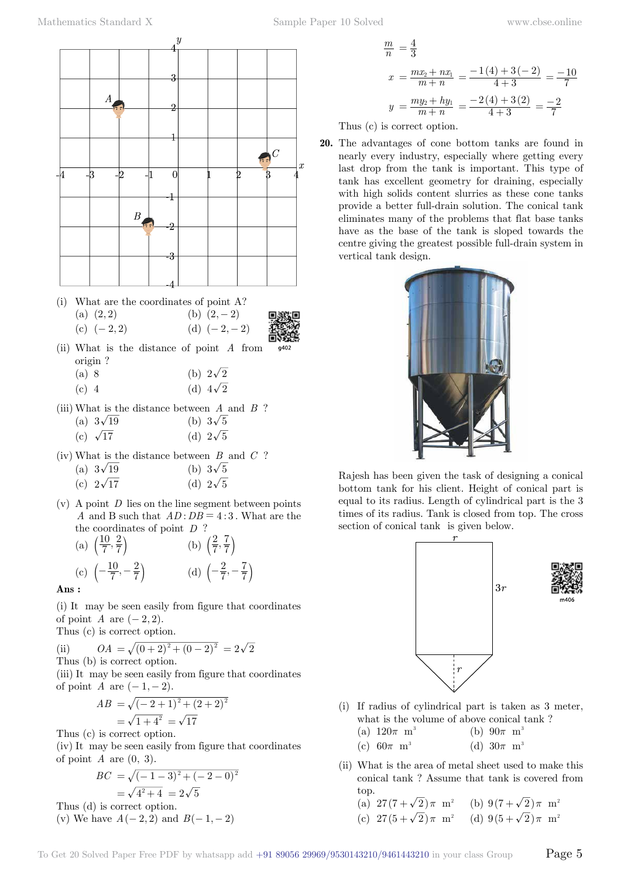(i) What are the coordinates of point A?

(a) $(2, 2)$ (b) $(2, -2)$

(c) $(-2, 2)$ (d) $(-2, -2)$

(ii) What is the distance of point $A$ from origin ?

(a) 8 (b) $2\sqrt{2}$

(c) 4 (d) $4\sqrt{2}$

(iii) What is the distance between $A$ and $B$ ?

(a) $3\sqrt{19}$ (b) $3\sqrt{5}$

(c) $\sqrt{17}$ (d) $2\sqrt{5}$

(iv) What is the distance between $B$ and $C$ ?

(a) $3\sqrt{19}$ (b) $3\sqrt{5}$

(c) $2\sqrt{17}$ (d) $2\sqrt{5}$

(v) A point $D$ lies on the line segment between points $A$ and B such that $AD:DB = 4:3$. What are the the coordinates of point $D$ ?

(a) $\left(\frac{10}{7}, \frac{2}{7}\right)$ (b) $\left(\frac{2}{7}, \frac{7}{7}\right)$

(c) $\left(-\frac{10}{7}, -\frac{2}{7}\right)$ (d) $\left(-\frac{2}{7}, -\frac{7}{7}\right)$

**Ans :**

(i) It may be seen easily from figure that coordinates of point $A$ are $(-2, 2)$.

Thus (c) is correct option.

(ii) $OA = \sqrt{(0+2)^2 + (0-2)^2} = 2\sqrt{2}$

Thus (b) is correct option.

(iii) It may be seen easily from figure that coordinates of point $A$ are $(-1, -2)$.

$$AB = \sqrt{(-2+1)^2 + (2+2)^2}$$

$$= \sqrt{1 + 4^2} = \sqrt{17}$$

Thus (c) is correct option.

(iv) It may be seen easily from figure that coordinates of point $A$ are $(0, 3)$.

$$BC = \sqrt{(-1-3)^2 + (-2-0)^2}$$

$$= \sqrt{4^2 + 4} = 2\sqrt{5}$$

Thus (d) is correct option.

(v) We have $A(-2, 2)$ and $B(-1, -2)$

$$\frac{m}{n} = \frac{4}{3}$$

$$x = \frac{mx_2 + nx_1}{m+n} = \frac{-1(4) + 3(-2)}{4+3} = \frac{-10}{7}$$

$$y = \frac{my_2 + hy_1}{m+n} = \frac{-2(4) + 3(2)}{4+3} = \frac{-2}{7}$$

Thus (c) is correct option.

**20.** The advantages of cone bottom tanks are found in nearly every industry, especially where getting every last drop from the tank is important. This type of tank has excellent geometry for draining, especially with high solids content slurries as these cone tanks provide a better full-drain solution. The conical tank eliminates many of the problems that flat base tanks have as the base of the tank is sloped towards the centre giving the greatest possible full-drain system in vertical tank design.

Rajesh has been given the task of designing a conical bottom tank for his client. Height of conical part is equal to its radius. Length of cylindrical part is the 3 times of its radius. Tank is closed from top. The cross section of conical tank is given below.

(i) If radius of cylindrical part is taken as 3 meter, what is the volume of above conical tank ?

(a) $120\pi$ m$^3$ (b) $90\pi$ m$^3$

(c) $60\pi$ m$^3$ (d) $30\pi$ m$^3$

(ii) What is the area of metal sheet used to make this conical tank ? Assume that tank is covered from top.

(a) $27(7+\sqrt{2})\pi$ m$^2$ (b) $9(7+\sqrt{2})\pi$ m$^2$

(c) $27(5+\sqrt{2})\pi$ m$^2$ (d) $9(5+\sqrt{2})\pi$ m$^2$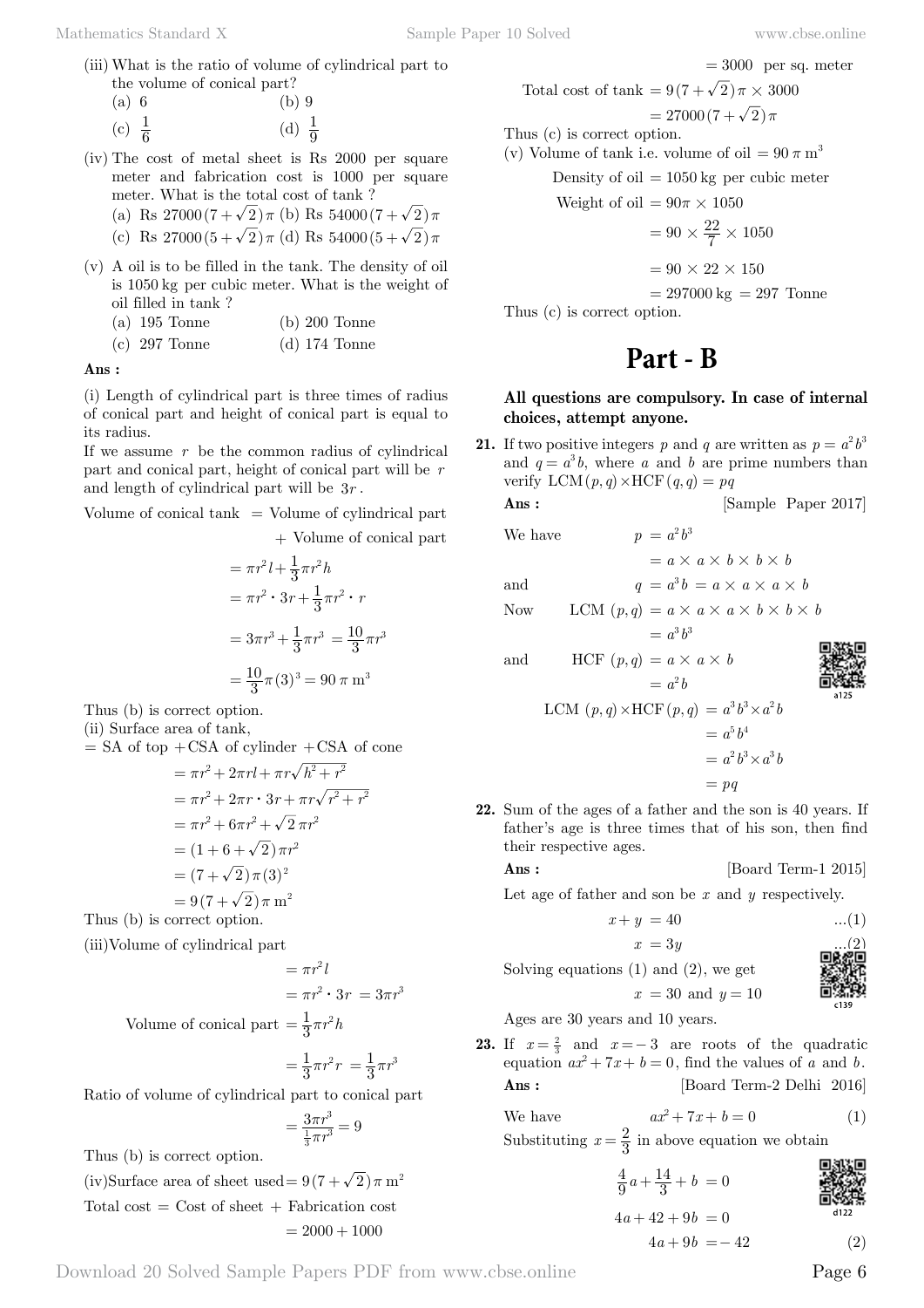(iii) What is the ratio of volume of cylindrical part to the volume of conical part?

(a) 6 (b) 9

(c) $\frac{1}{6}$ (d) $\frac{1}{9}$

(iv) The cost of metal sheet is Rs 2000 per square meter and fabrication cost is 1000 per square meter. What is the total cost of tank ?

(a) Rs $27000(7+\sqrt{2})\pi$ (b) Rs $54000(7+\sqrt{2})\pi$

(c) Rs $27000(5+\sqrt{2})\pi$ (d) Rs $54000(5+\sqrt{2})\pi$

(v) A oil is to be filled in the tank. The density of oil is 1050 kg per cubic meter. What is the weight of oil filled in tank ?

(a) 195 Tonne (b) 200 Tonne

(c) 297 Tonne (d) 174 Tonne

**Ans :**

(i) Length of cylindrical part is three times of radius of conical part and height of conical part is equal to its radius.

If we assume $r$ be the common radius of cylindrical part and conical part, height of conical part will be $r$ and length of cylindrical part will be $3r$.

Volume of conical tank $=$ Volume of cylindrical part $+$ Volume of conical part

$$= \pi r^2 l + \frac{1}{3}\pi r^2 h$$

$$= \pi r^2 \cdot 3r + \frac{1}{3}\pi r^2 \cdot r$$

$$= 3\pi r^3 + \frac{1}{3}\pi r^3 = \frac{10}{3}\pi r^3$$

$$= \frac{10}{3}\pi (3)^3 = 90\,\pi \text{ m}^3$$

Thus (b) is correct option.

(ii) Surface area of tank,

$=$ SA of top $+$ CSA of cylinder $+$ CSA of cone

$$= \pi r^2 + 2\pi rl + \pi r\sqrt{h^2 + r^2}$$

$$= \pi r^2 + 2\pi r \cdot 3r + \pi r\sqrt{r^2 + r^2}$$

$$= \pi r^2 + 6\pi r^2 + \sqrt{2}\,\pi r^2$$

$$= (1 + 6 + \sqrt{2})\pi r^2$$

$$= (7 + \sqrt{2})\pi (3)^2$$

$$= 9(7 + \sqrt{2})\pi \text{ m}^2$$

Thus (b) is correct option.

(iii) Volume of cylindrical part

$$= \pi r^2 l$$

$$= \pi r^2 \cdot 3r = 3\pi r^3$$

Volume of conical part $= \frac{1}{3}\pi r^2 h$

$$= \frac{1}{3}\pi r^2 r = \frac{1}{3}\pi r^3$$

Ratio of volume of cylindrical part to conical part

$$= \frac{3\pi r^3}{\frac{1}{3}\pi r^3} = 9$$

Thus (b) is correct option.

(iv) Surface area of sheet used $= 9(7+\sqrt{2})\pi \text{ m}^2$

Total cost $=$ Cost of sheet $+$ Fabrication cost

$$= 2000 + 1000$$

$$= 3000 \text{ per sq. meter}$$

Total cost of tank $= 9(7+\sqrt{2})\pi \times 3000$

$$= 27000(7+\sqrt{2})\pi$$

Thus (c) is correct option.

(v) Volume of tank i.e. volume of oil $= 90\,\pi \text{ m}^3$

Density of oil $= 1050$ kg per cubic meter

Weight of oil $= 90\pi \times 1050$

$$= 90 \times \frac{22}{7} \times 1050$$

$$= 90 \times 22 \times 150$$

$$= 297000 \text{ kg} = 297 \text{ Tonne}$$

Thus (c) is correct option.

# Part - B

**All questions are compulsory. In case of internal choices, attempt anyone.**

**21.** If two positive integers $p$ and $q$ are written as $p = a^2b^3$ and $q = a^3b$, where $a$ and $b$ are prime numbers than verify $\text{LCM}(p,q) \times \text{HCF}(q,q) = pq$

**Ans :** [Sample Paper 2017]

We have $p = a^2b^3$

$$= a \times a \times b \times b \times b$$

and $q = a^3b = a \times a \times a \times b$

Now $\text{LCM}(p,q) = a \times a \times a \times b \times b \times b$

$$= a^3b^3$$

and $\text{HCF}(p,q) = a \times a \times b$

$$= a^2b$$

$$\text{LCM}(p,q) \times \text{HCF}(p,q) = a^3b^3 \times a^2b$$

$$= a^5b^4$$

$$= a^2b^3 \times a^3b$$

$$= pq$$

**22.** Sum of the ages of a father and the son is 40 years. If father's age is three times that of his son, then find their respective ages.

**Ans :** [Board Term-1 2015]

Let age of father and son be $x$ and $y$ respectively.

$$x + y = 40 \quad ...(1)$$

$$x = 3y \quad ...(2)$$

Solving equations (1) and (2), we get

$$x = 30 \text{ and } y = 10$$

Ages are 30 years and 10 years.

**23.** If $x = \frac{2}{3}$ and $x = -3$ are roots of the quadratic equation $ax^2 + 7x + b = 0$, find the values of $a$ and $b$.

**Ans :** [Board Term-2 Delhi 2016]

We have $ax^2 + 7x + b = 0 \quad (1)$

Substituting $x = \frac{2}{3}$ in above equation we obtain

$$\frac{4}{9}a + \frac{14}{3} + b = 0$$

$$4a + 42 + 9b = 0$$

$$4a + 9b = -42 \quad (2)$$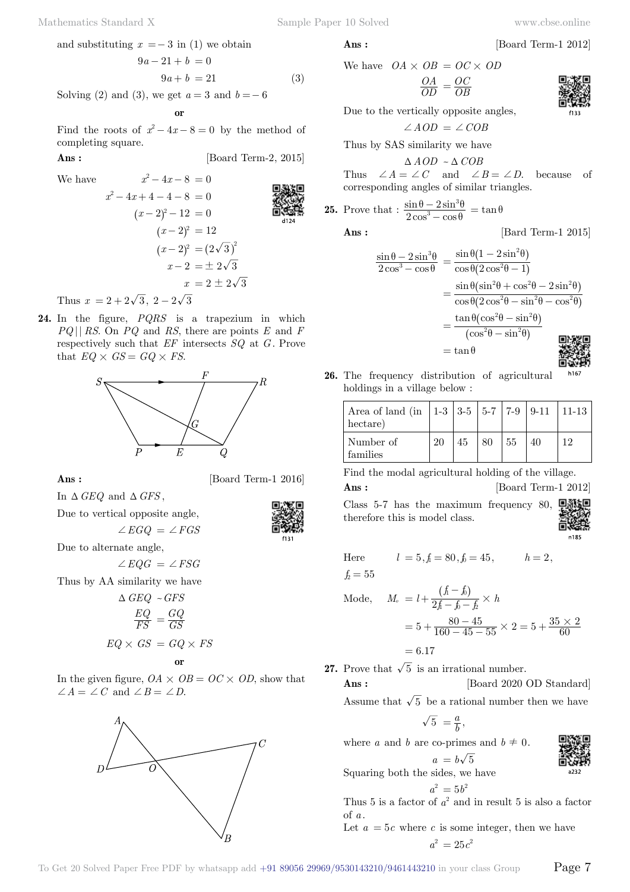and substituting $x = -3$ in (1) we obtain

$$9a - 21 + b = 0$$

$$9a + b = 21 \qquad (3)$$

Solving (2) and (3), we get $a = 3$ and $b = -6$

**or**

Find the roots of $x^2 - 4x - 8 = 0$ by the method of completing square.

**Ans :** [Board Term-2, 2015]

We have

$$x^2 - 4x - 8 = 0$$

$$x^2 - 4x + 4 - 4 - 8 = 0$$

$$(x-2)^2 - 12 = 0$$

$$(x-2)^2 = 12$$

$$(x-2)^2 = (2\sqrt{3})^2$$

$$x - 2 = \pm 2\sqrt{3}$$

$$x = 2 \pm 2\sqrt{3}$$

Thus $x = 2 + 2\sqrt{3},\ 2 - 2\sqrt{3}$

**24.** In the figure, $PQRS$ is a trapezium in which $PQ || RS$. On $PQ$ and $RS$, there are points $E$ and $F$ respectively such that $EF$ intersects $SQ$ at $G$. Prove that $EQ \times GS = GQ \times FS$.

**Ans :** [Board Term-1 2016]

In $\Delta\, GEQ$ and $\Delta\, GFS$,

Due to vertical opposite angle,

$$\angle EGQ = \angle FGS$$

Due to alternate angle,

$$\angle EQG = \angle FSG$$

Thus by AA similarity we have

$$\Delta\, GEQ \sim GFS$$

$$\frac{EQ}{FS} = \frac{GQ}{GS}$$

$$EQ \times GS = GQ \times FS$$

**or**

In the given figure, $OA \times OB = OC \times OD$, show that $\angle A = \angle C$ and $\angle B = \angle D$.

**Ans :** [Board Term-1 2012]

We have $OA \times OB = OC \times OD$

$$\frac{OA}{OD} = \frac{OC}{OB}$$

Due to the vertically opposite angles,

$$\angle AOD = \angle COB$$

Thus by SAS similarity we have

$$\Delta\, AOD \sim \Delta\, COB$$

Thus $\angle A = \angle C$ and $\angle B = \angle D$. because of corresponding angles of similar triangles.

**25.** Prove that : $\dfrac{\sin\theta - 2\sin^3\theta}{2\cos^3 - \cos\theta} = \tan\theta$

**Ans :** [Bard Term-1 2015]

$$\frac{\sin\theta - 2\sin^3\theta}{2\cos^3 - \cos\theta} = \frac{\sin\theta(1 - 2\sin^2\theta)}{\cos\theta(2\cos^2\theta - 1)}$$

$$= \frac{\sin\theta(\sin^2\theta + \cos^2\theta - 2\sin^2\theta)}{\cos\theta(2\cos^2\theta - \sin^2\theta - \cos^2\theta)}$$

$$= \frac{\tan\theta(\cos^2\theta - \sin^2\theta)}{(\cos^2\theta - \sin^2\theta)}$$

$$= \tan\theta$$

**26.** The frequency distribution of agricultural holdings in a village below :

| Area of land (in hectare) | 1-3 | 3-5 | 5-7 | 7-9 | 9-11 | 11-13 |
|---|---|---|---|---|---|---|
| Number of families | 20 | 45 | 80 | 55 | 40 | 12 |

Find the modal agricultural holding of the village.

**Ans :** [Board Term-1 2012]

Class 5-7 has the maximum frequency 80, therefore this is model class.

Here $l = 5, f_1 = 80, f_0 = 45, \quad h = 2,$
$f_2 = 55$

Mode,
$$M_o = l + \frac{(f_1 - f_0)}{2f_1 - f_0 - f_2} \times h$$

$$= 5 + \frac{80 - 45}{160 - 45 - 55} \times 2 = 5 + \frac{35 \times 2}{60}$$

$$= 6.17$$

**27.** Prove that $\sqrt{5}$ is an irrational number.

**Ans :** [Board 2020 OD Standard]

Assume that $\sqrt{5}$ be a rational number then we have

$$\sqrt{5} = \frac{a}{b},$$

where $a$ and $b$ are co-primes and $b \neq 0$.

$$a = b\sqrt{5}$$

Squaring both the sides, we have

$$a^2 = 5b^2$$

Thus 5 is a factor of $a^2$ and in result 5 is also a factor of $a$.

Let $a = 5c$ where $c$ is some integer, then we have

$$a^2 = 25c^2$$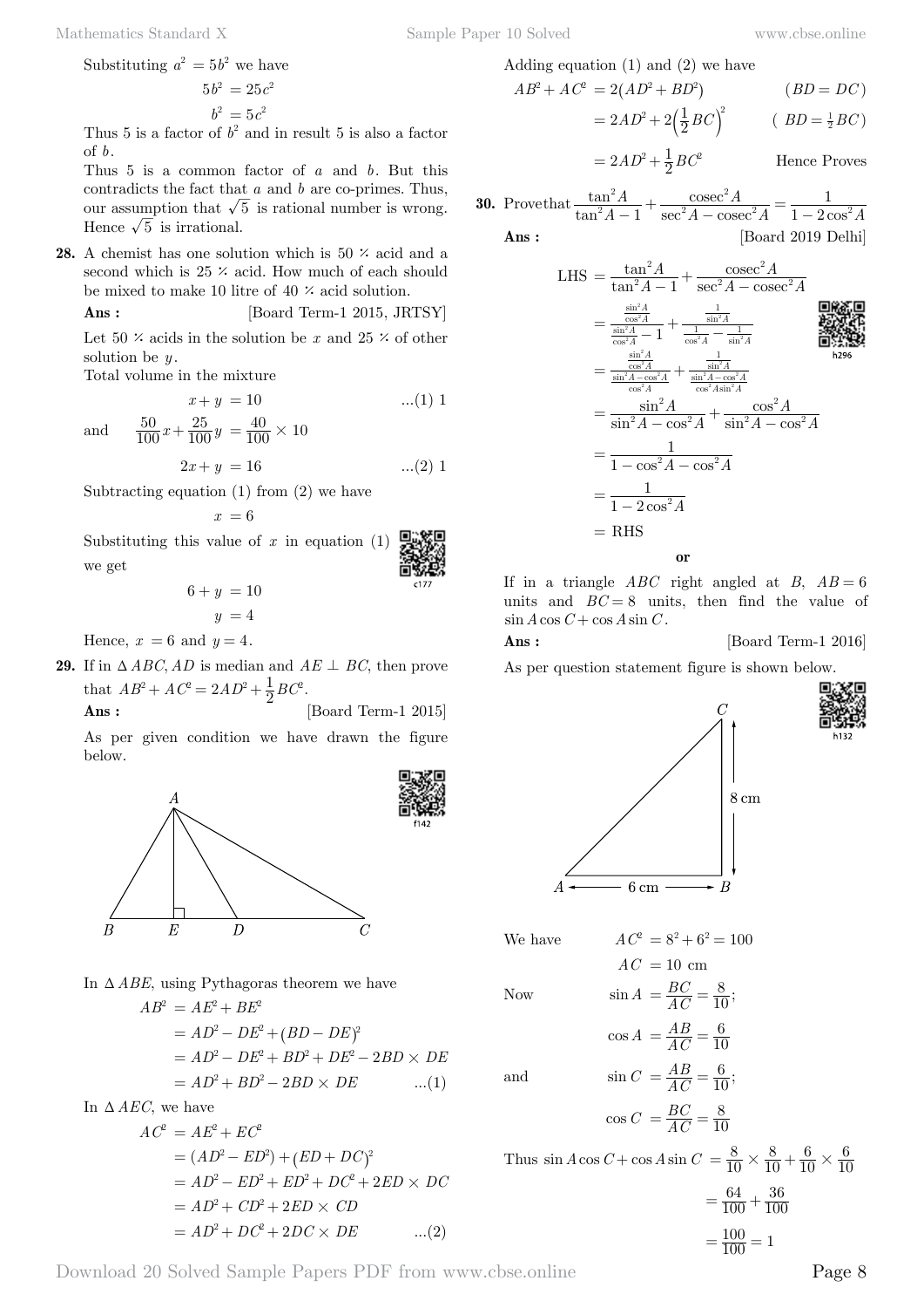Substituting $a^2 = 5b^2$ we have

$$5b^2 = 25c^2$$

$$b^2 = 5c^2$$

Thus 5 is a factor of $b^2$ and in result 5 is also a factor of $b$.

Thus 5 is a common factor of $a$ and $b$. But this contradicts the fact that $a$ and $b$ are co-primes. Thus, our assumption that $\sqrt{5}$ is rational number is wrong. Hence $\sqrt{5}$ is irrational.

**28.** A chemist has one solution which is 50 % acid and a second which is 25 % acid. How much of each should be mixed to make 10 litre of 40 % acid solution.

**Ans :** [Board Term-1 2015, JRTSY]

Let 50 % acids in the solution be $x$ and 25 % of other solution be $y$.

Total volume in the mixture

$$x + y = 10 \qquad ...(1)\ 1$$

and $$\frac{50}{100}x + \frac{25}{100}y = \frac{40}{100} \times 10$$

$$2x + y = 16 \qquad ...(2)\ 1$$

Subtracting equation (1) from (2) we have

$$x = 6$$

Substituting this value of $x$ in equation (1) we get

$$6 + y = 10$$

$$y = 4$$

Hence, $x = 6$ and $y = 4$.

**29.** If in $\Delta ABC$, $AD$ is median and $AE \perp BC$, then prove that $AB^2 + AC^2 = 2AD^2 + \frac{1}{2}BC^2$.

**Ans :** [Board Term-1 2015]

As per given condition we have drawn the figure below.

In $\Delta ABE$, using Pythagoras theorem we have

$$AB^2 = AE^2 + BE^2$$
$$= AD^2 - DE^2 + (BD - DE)^2$$
$$= AD^2 - DE^2 + BD^2 + DE^2 - 2BD \times DE$$
$$= AD^2 + BD^2 - 2BD \times DE \qquad ...(1)$$

In $\Delta AEC$, we have

$$AC^2 = AE^2 + EC^2$$
$$= (AD^2 - ED^2) + (ED + DC)^2$$
$$= AD^2 - ED^2 + ED^2 + DC^2 + 2ED \times DC$$
$$= AD^2 + CD^2 + 2ED \times CD$$
$$= AD^2 + DC^2 + 2DC \times DE \qquad ...(2)$$

Adding equation (1) and (2) we have

$$AB^2 + AC^2 = 2(AD^2 + BD^2) \qquad (BD = DC)$$
$$= 2AD^2 + 2\left(\frac{1}{2}BC\right)^2 \qquad (BD = \tfrac{1}{2}BC)$$
$$= 2AD^2 + \frac{1}{2}BC^2 \qquad \text{Hence Proves}$$

**30.** Prove that $\dfrac{\tan^2 A}{\tan^2 A - 1} + \dfrac{\operatorname{cosec}^2 A}{\sec^2 A - \operatorname{cosec}^2 A} = \dfrac{1}{1 - 2\cos^2 A}$

**Ans :** [Board 2019 Delhi]

$$\text{LHS} = \frac{\tan^2 A}{\tan^2 A - 1} + \frac{\operatorname{cosec}^2 A}{\sec^2 A - \operatorname{cosec}^2 A}$$
$$= \frac{\frac{\sin^2 A}{\cos^2 A}}{\frac{\sin^2 A}{\cos^2 A} - 1} + \frac{\frac{1}{\sin^2 A}}{\frac{1}{\cos^2 A} - \frac{1}{\sin^2 A}}$$
$$= \frac{\frac{\sin^2 A}{\cos^2 A}}{\frac{\sin^2 A - \cos^2 A}{\cos^2 A}} + \frac{\frac{1}{\sin^2 A}}{\frac{\sin^2 A - \cos^2 A}{\cos^2 A \sin^2 A}}$$
$$= \frac{\sin^2 A}{\sin^2 A - \cos^2 A} + \frac{\cos^2 A}{\sin^2 A - \cos^2 A}$$
$$= \frac{1}{1 - \cos^2 A - \cos^2 A}$$
$$= \frac{1}{1 - 2\cos^2 A}$$
$$= \text{RHS}$$

**or**

If in a triangle $ABC$ right angled at $B$, $AB = 6$ units and $BC = 8$ units, then find the value of $\sin A \cos C + \cos A \sin C$.

**Ans :** [Board Term-1 2016]

As per question statement figure is shown below.

We have $$AC^2 = 8^2 + 6^2 = 100$$
$$AC = 10 \text{ cm}$$

Now $$\sin A = \frac{BC}{AC} = \frac{8}{10};$$
$$\cos A = \frac{AB}{AC} = \frac{6}{10}$$

and $$\sin C = \frac{AB}{AC} = \frac{6}{10};$$
$$\cos C = \frac{BC}{AC} = \frac{8}{10}$$

Thus $$\sin A \cos C + \cos A \sin C = \frac{8}{10} \times \frac{8}{10} + \frac{6}{10} \times \frac{6}{10}$$
$$= \frac{64}{100} + \frac{36}{100}$$
$$= \frac{100}{100} = 1$$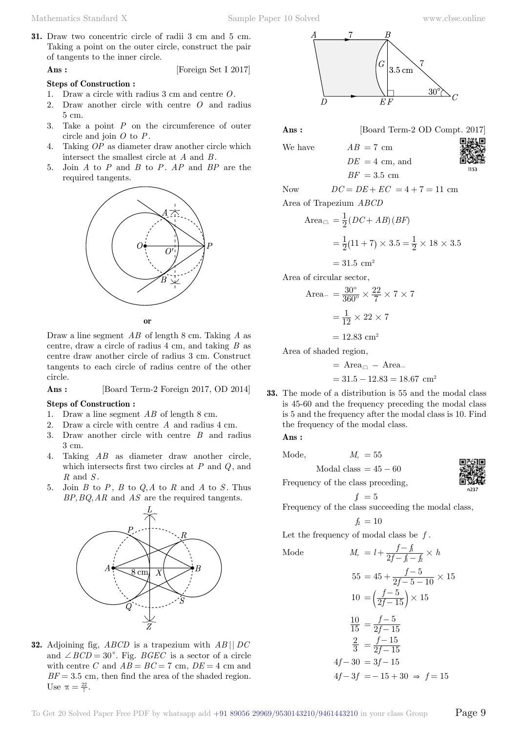**31.** Draw two concentric circle of radii 3 cm and 5 cm. Taking a point on the outer circle, construct the pair of tangents to the inner circle.

**Ans :** [Foreign Set I 2017]

**Steps of Construction :**

1. Draw a circle with radius 3 cm and centre $O$.
2. Draw another circle with centre $O$ and radius 5 cm.
3. Take a point $P$ on the circumference of outer circle and join $O$ to $P$.
4. Taking $OP$ as diameter draw another circle which intersect the smallest circle at $A$ and $B$.
5. Join $A$ to $P$ and $B$ to $P$. $AP$ and $BP$ are the required tangents.

**or**

Draw a line segment $AB$ of length 8 cm. Taking $A$ as centre, draw a circle of radius 4 cm, and taking $B$ as centre draw another circle of radius 3 cm. Construct tangents to each circle of radius centre of the other circle.

**Ans :** [Board Term-2 Foreign 2017, OD 2014]

**Steps of Construction :**

1. Draw a line segment $AB$ of length 8 cm.
2. Draw a circle with centre $A$ and radius 4 cm.
3. Draw another circle with centre $B$ and radius 3 cm.
4. Taking $AB$ as diameter draw another circle, which intersects first two circles at $P$ and $Q$, and $R$ and $S$.
5. Join $B$ to $P$, $B$ to $Q$, $A$ to $R$ and $A$ to $S$. Thus $BP, BQ, AR$ and $AS$ are the required tangents.

**32.** Adjoining fig, $ABCD$ is a trapezium with $AB \| DC$ and $\angle BCD = 30^\circ$. Fig. $BGEC$ is a sector of a circle with centre $C$ and $AB = BC = 7$ cm, $DE = 4$ cm and $BF = 3.5$ cm, then find the area of the shaded region. Use $\pi = \frac{22}{7}$.

**Ans :** [Board Term-2 OD Compt. 2017]

We have $AB = 7$ cm

$DE = 4$ cm, and

$BF = 3.5$ cm

Now $DC = DE + EC = 4 + 7 = 11$ cm

Area of Trapezium $ABCD$

$$\text{Area}_{\square} = \frac{1}{2}(DC + AB)(BF)$$

$$= \frac{1}{2}(11 + 7) \times 3.5 = \frac{1}{2} \times 18 \times 3.5$$

$$= 31.5 \text{ cm}^2$$

Area of circular sector,

$$\text{Area}_{\frown} = \frac{30^\circ}{360^\circ} \times \frac{22}{7} \times 7 \times 7$$

$$= \frac{1}{12} \times 22 \times 7$$

$$= 12.83 \text{ cm}^2$$

Area of shaded region,

$$= \text{Area}_{\square} - \text{Area}_{\frown}$$

$$= 31.5 - 12.83 = 18.67 \text{ cm}^2$$

**33.** The mode of a distribution is 55 and the modal class is 45-60 and the frequency preceding the modal class is 5 and the frequency after the modal class is 10. Find the frequency of the modal class.

**Ans :**

Mode, $M_o = 55$

Modal class $= 45 - 60$

Frequency of the class preceding,

$f_1 = 5$

Frequency of the class succeeding the modal class,

$f_2 = 10$

Let the frequency of modal class be $f$.

Mode $M_o = l + \frac{f - f_1}{2f - f_1 - f_2} \times h$

$$55 = 45 + \frac{f - 5}{2f - 5 - 10} \times 15$$

$$10 = \left(\frac{f-5}{2f-15}\right) \times 15$$

$$\frac{10}{15} = \frac{f-5}{2f-15}$$

$$\frac{2}{3} = \frac{f-15}{2f-15}$$

$$4f - 30 = 3f - 15$$

$$4f - 3f = -15 + 30 \Rightarrow f = 15$$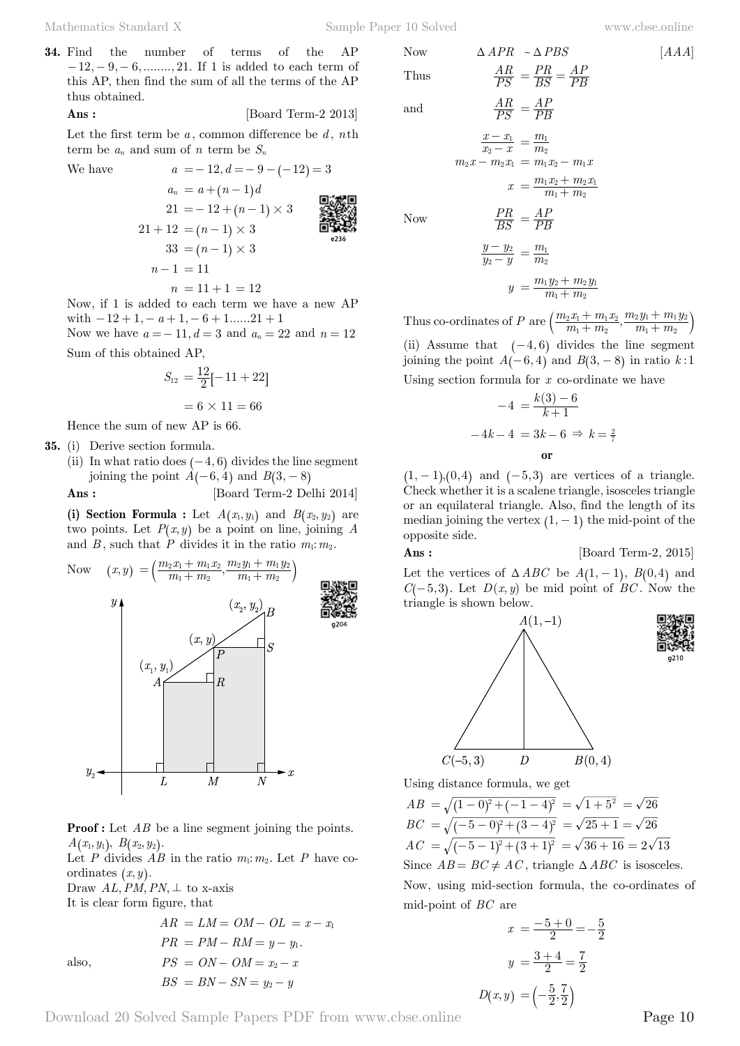**34.** Find the number of terms of the AP $-12, -9, -6, ........, 21$. If 1 is added to each term of this AP, then find the sum of all the terms of the AP thus obtained.

**Ans :** [Board Term-2 2013]

Let the first term be $a$, common difference be $d$, $n$th term be $a_n$ and sum of $n$ term be $S_n$

We have $a = -12, d = -9-(-12) = 3$

$$a_n = a + (n-1)d$$

$$21 = -12 + (n-1) \times 3$$

$$21 + 12 = (n-1) \times 3$$

$$33 = (n-1) \times 3$$

$$n - 1 = 11$$

$$n = 11 + 1 = 12$$

Now, if 1 is added to each term we have a new AP with $-12+1, -a+1, -6+1......21+1$

Now we have $a = -11, d = 3$ and $a_n = 22$ and $n = 12$

Sum of this obtained AP,

$$S_{12} = \frac{12}{2}[-11 + 22]$$

$$= 6 \times 11 = 66$$

Hence the sum of new AP is 66.

**35.** (i) Derive section formula.

(ii) In what ratio does $(-4, 6)$ divides the line segment joining the point $A(-6, 4)$ and $B(3, -8)$

**Ans :** [Board Term-2 Delhi 2014]

**(i) Section Formula :** Let $A(x_1, y_1)$ and $B(x_2, y_2)$ are two points. Let $P(x, y)$ be a point on line, joining $A$ and $B$, such that $P$ divides it in the ratio $m_1 : m_2$.

Now $$(x, y) = \left(\frac{m_2 x_1 + m_1 x_2}{m_1 + m_2}, \frac{m_2 y_1 + m_1 y_2}{m_1 + m_2}\right)$$

**Proof :** Let $AB$ be a line segment joining the points. $A(x_1, y_1)$, $B(x_2, y_2)$.

Let $P$ divides $AB$ in the ratio $m_1 : m_2$. Let $P$ have co-ordinates $(x, y)$.

Draw $AL, PM, PN, \perp$ to x-axis

It is clear form figure, that

$$AR = LM = OM - OL = x - x_1$$

$$PR = PM - RM = y - y_1.$$

also, $$PS = ON - OM = x_2 - x$$

$$BS = BN - SN = y_2 - y$$

Now $\Delta APR \sim \Delta PBS$ [AAA]

Thus $$\frac{AR}{PS} = \frac{PR}{BS} = \frac{AP}{PB}$$

and $$\frac{AR}{PS} = \frac{AP}{PB}$$

$$\frac{x - x_1}{x_2 - x} = \frac{m_1}{m_2}$$

$$m_2 x - m_2 x_1 = m_1 x_2 - m_1 x$$

$$x = \frac{m_1 x_2 + m_2 x_1}{m_1 + m_2}$$

Now $$\frac{PR}{BS} = \frac{AP}{PB}$$

$$\frac{y - y_2}{y_2 - y} = \frac{m_1}{m_2}$$

$$y = \frac{m_1 y_2 + m_2 y_1}{m_1 + m_2}$$

Thus co-ordinates of $P$ are $\left(\frac{m_2 x_1 + m_1 x_2}{m_1 + m_2}, \frac{m_2 y_1 + m_1 y_2}{m_1 + m_2}\right)$

(ii) Assume that $(-4, 6)$ divides the line segment joining the point $A(-6, 4)$ and $B(3, -8)$ in ratio $k : 1$

Using section formula for $x$ co-ordinate we have

$$-4 = \frac{k(3) - 6}{k + 1}$$

$$-4k - 4 = 3k - 6 \Rightarrow k = \tfrac{2}{7}$$

**or**

$(1, -1), (0, 4)$ and $(-5, 3)$ are vertices of a triangle. Check whether it is a scalene triangle, isosceles triangle or an equilateral triangle. Also, find the length of its median joining the vertex $(1, -1)$ the mid-point of the opposite side.

**Ans :** [Board Term-2, 2015]

Let the vertices of $\Delta ABC$ be $A(1, -1)$, $B(0, 4)$ and $C(-5, 3)$. Let $D(x, y)$ be mid point of $BC$. Now the triangle is shown below.

Using distance formula, we get

$$AB = \sqrt{(1-0)^2 + (-1-4)^2} = \sqrt{1 + 5^2} = \sqrt{26}$$

$$BC = \sqrt{(-5-0)^2 + (3-4)^2} = \sqrt{25 + 1} = \sqrt{26}$$

$$AC = \sqrt{(-5-1)^2 + (3+1)^2} = \sqrt{36 + 16} = 2\sqrt{13}$$

Since $AB = BC \neq AC$, triangle $\Delta ABC$ is isosceles.

Now, using mid-section formula, the co-ordinates of mid-point of $BC$ are

$$x = \frac{-5 + 0}{2} = -\frac{5}{2}$$

$$y = \frac{3 + 4}{2} = \frac{7}{2}$$

$$D(x, y) = \left(-\frac{5}{2}, \frac{7}{2}\right)$$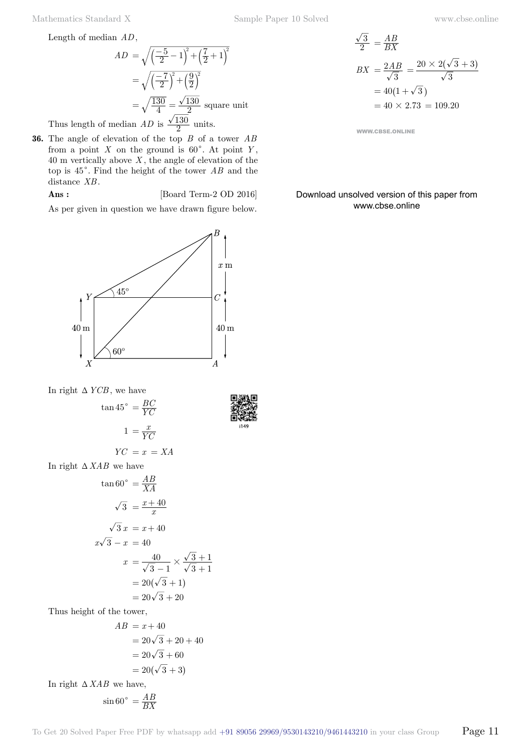Length of median $AD$,

$$AD = \sqrt{\left(\frac{-5}{2}-1\right)^2 + \left(\frac{7}{2}+1\right)^2}$$

$$= \sqrt{\left(\frac{-7}{2}\right)^2 + \left(\frac{9}{2}\right)^2}$$

$$= \sqrt{\frac{130}{4}} = \frac{\sqrt{130}}{2} \text{ square unit}$$

Thus length of median $AD$ is $\frac{\sqrt{130}}{2}$ units.

**36.** The angle of elevation of the top $B$ of a tower $AB$ from a point $X$ on the ground is $60^\circ$. At point $Y$, 40 m vertically above $X$, the angle of elevation of the top is $45^\circ$. Find the height of the tower $AB$ and the distance $XB$.

**Ans :** [Board Term-2 OD 2016]

As per given in question we have drawn figure below.

B

$x$ m

Y 45° C

40 m 40 m

60°

X A

In right $\Delta\, YCB$, we have

$$\tan 45^\circ = \frac{BC}{YC}$$

$$1 = \frac{x}{YC}$$

$$YC = x = XA$$

In right $\Delta\, XAB$ we have

$$\tan 60^\circ = \frac{AB}{XA}$$

$$\sqrt{3} = \frac{x+40}{x}$$

$$\sqrt{3}\,x = x + 40$$

$$x\sqrt{3} - x = 40$$

$$x = \frac{40}{\sqrt{3}-1} \times \frac{\sqrt{3}+1}{\sqrt{3}+1}$$

$$= 20(\sqrt{3}+1)$$

$$= 20\sqrt{3} + 20$$

Thus height of the tower,

$$AB = x + 40$$

$$= 20\sqrt{3} + 20 + 40$$

$$= 20\sqrt{3} + 60$$

$$= 20(\sqrt{3}+3)$$

In right $\Delta\, XAB$ we have,

$$\sin 60^\circ = \frac{AB}{BX}$$

$$\frac{\sqrt{3}}{2} = \frac{AB}{BX}$$

$$BX = \frac{2AB}{\sqrt{3}} = \frac{20 \times 2(\sqrt{3}+3)}{\sqrt{3}}$$

$$= 40(1+\sqrt{3})$$

$$= 40 \times 2.73 = 109.20$$

Download unsolved version of this paper from www.cbse.online